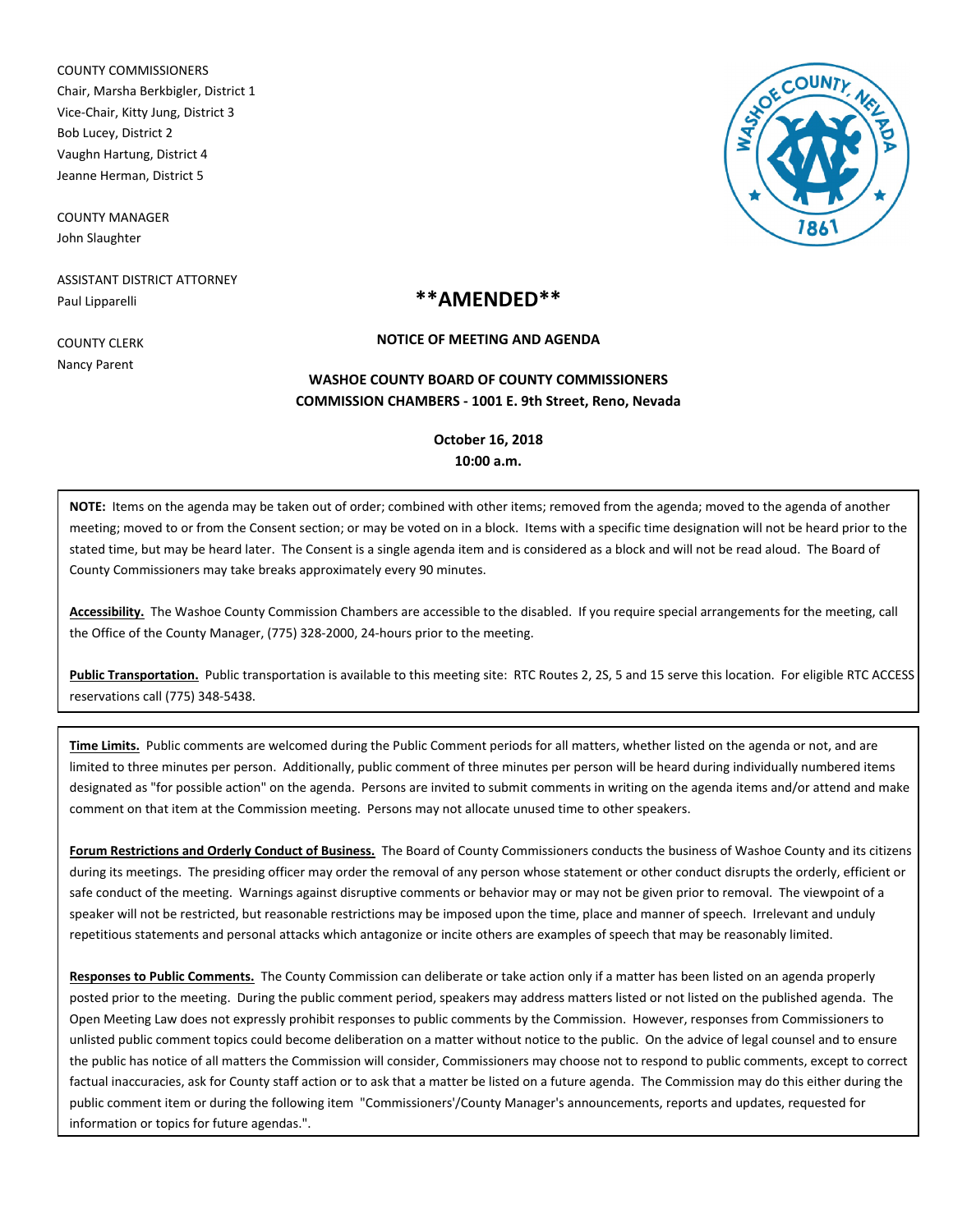COUNTY COMMISSIONERS
Chair, Marsha Berkbigler, District 1
Vice-Chair, Kitty Jung, District 3
Bob Lucey, District 2
Vaughn Hartung, District 4
Jeanne Herman, District 5

COUNTY MANAGER
John Slaughter

ASSISTANT DISTRICT ATTORNEY
Paul Lipparelli

COUNTY CLERK
Nancy Parent

# **AMENDED**

**NOTICE OF MEETING AND AGENDA**

**WASHOE COUNTY BOARD OF COUNTY COMMISSIONERS**
**COMMISSION CHAMBERS - 1001 E. 9th Street, Reno, Nevada**

**October 16, 2018**
**10:00 a.m.**

**NOTE:** Items on the agenda may be taken out of order; combined with other items; removed from the agenda; moved to the agenda of another meeting; moved to or from the Consent section; or may be voted on in a block. Items with a specific time designation will not be heard prior to the stated time, but may be heard later. The Consent is a single agenda item and is considered as a block and will not be read aloud. The Board of County Commissioners may take breaks approximately every 90 minutes.

**Accessibility.** The Washoe County Commission Chambers are accessible to the disabled. If you require special arrangements for the meeting, call the Office of the County Manager, (775) 328-2000, 24-hours prior to the meeting.

**Public Transportation.** Public transportation is available to this meeting site: RTC Routes 2, 2S, 5 and 15 serve this location. For eligible RTC ACCESS reservations call (775) 348-5438.

**Time Limits.** Public comments are welcomed during the Public Comment periods for all matters, whether listed on the agenda or not, and are limited to three minutes per person. Additionally, public comment of three minutes per person will be heard during individually numbered items designated as "for possible action" on the agenda. Persons are invited to submit comments in writing on the agenda items and/or attend and make comment on that item at the Commission meeting. Persons may not allocate unused time to other speakers.

**Forum Restrictions and Orderly Conduct of Business.** The Board of County Commissioners conducts the business of Washoe County and its citizens during its meetings. The presiding officer may order the removal of any person whose statement or other conduct disrupts the orderly, efficient or safe conduct of the meeting. Warnings against disruptive comments or behavior may or may not be given prior to removal. The viewpoint of a speaker will not be restricted, but reasonable restrictions may be imposed upon the time, place and manner of speech. Irrelevant and unduly repetitious statements and personal attacks which antagonize or incite others are examples of speech that may be reasonably limited.

**Responses to Public Comments.** The County Commission can deliberate or take action only if a matter has been listed on an agenda properly posted prior to the meeting. During the public comment period, speakers may address matters listed or not listed on the published agenda. The Open Meeting Law does not expressly prohibit responses to public comments by the Commission. However, responses from Commissioners to unlisted public comment topics could become deliberation on a matter without notice to the public. On the advice of legal counsel and to ensure the public has notice of all matters the Commission will consider, Commissioners may choose not to respond to public comments, except to correct factual inaccuracies, ask for County staff action or to ask that a matter be listed on a future agenda. The Commission may do this either during the public comment item or during the following item "Commissioners'/County Manager's announcements, reports and updates, requested for information or topics for future agendas.".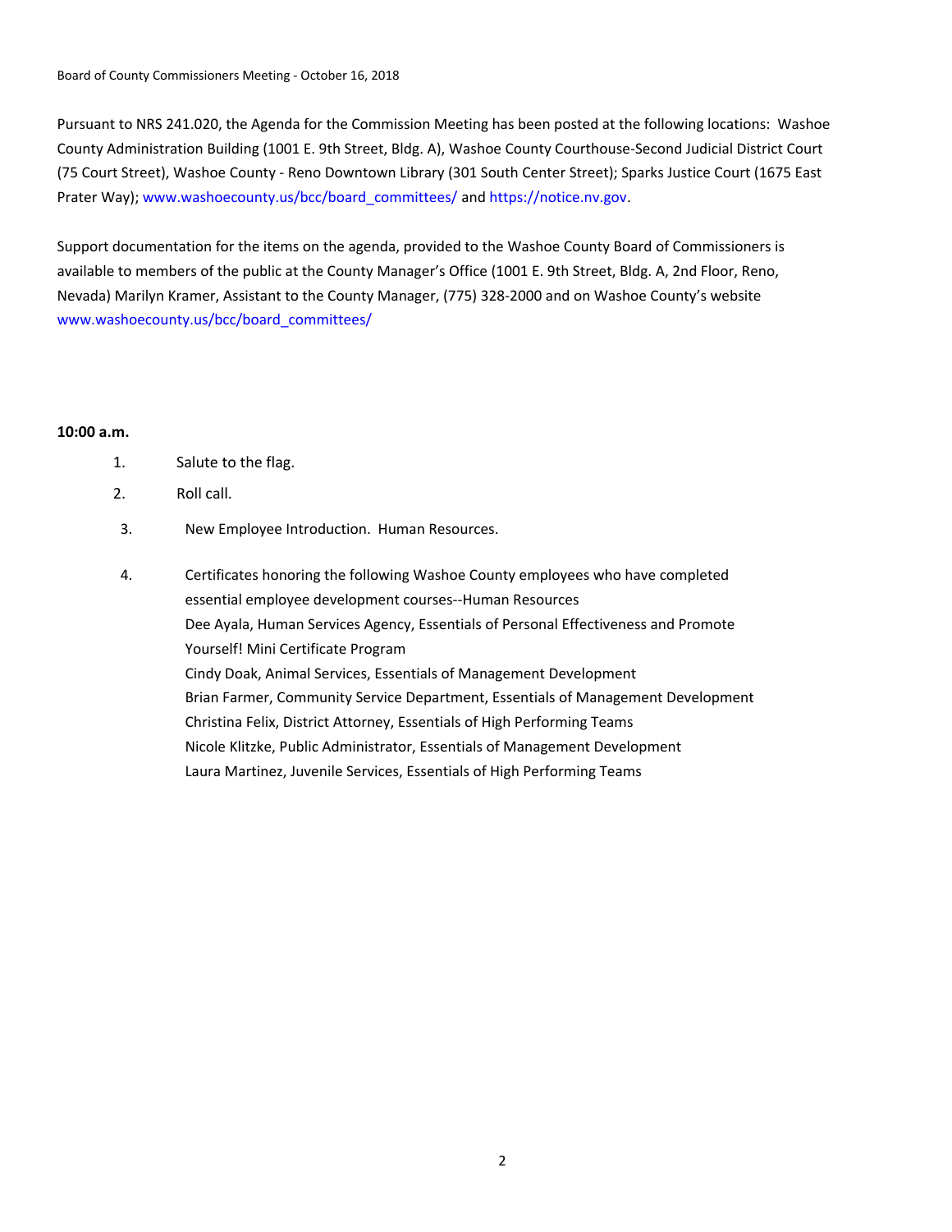Pursuant to NRS 241.020, the Agenda for the Commission Meeting has been posted at the following locations: Washoe County Administration Building (1001 E. 9th Street, Bldg. A), Washoe County Courthouse-Second Judicial District Court (75 Court Street), Washoe County - Reno Downtown Library (301 South Center Street); Sparks Justice Court (1675 East Prater Way); www.washoecounty.us/bcc/board_committees/ and https://notice.nv.gov.

Support documentation for the items on the agenda, provided to the Washoe County Board of Commissioners is available to members of the public at the County Manager's Office (1001 E. 9th Street, Bldg. A, 2nd Floor, Reno, Nevada) Marilyn Kramer, Assistant to the County Manager, (775) 328-2000 and on Washoe County's website www.washoecounty.us/bcc/board_committees/

**10:00 a.m.**

1. Salute to the flag.
2. Roll call.
3. New Employee Introduction. Human Resources.
4. Certificates honoring the following Washoe County employees who have completed essential employee development courses--Human Resources
   Dee Ayala, Human Services Agency, Essentials of Personal Effectiveness and Promote Yourself! Mini Certificate Program
   Cindy Doak, Animal Services, Essentials of Management Development
   Brian Farmer, Community Service Department, Essentials of Management Development
   Christina Felix, District Attorney, Essentials of High Performing Teams
   Nicole Klitzke, Public Administrator, Essentials of Management Development
   Laura Martinez, Juvenile Services, Essentials of High Performing Teams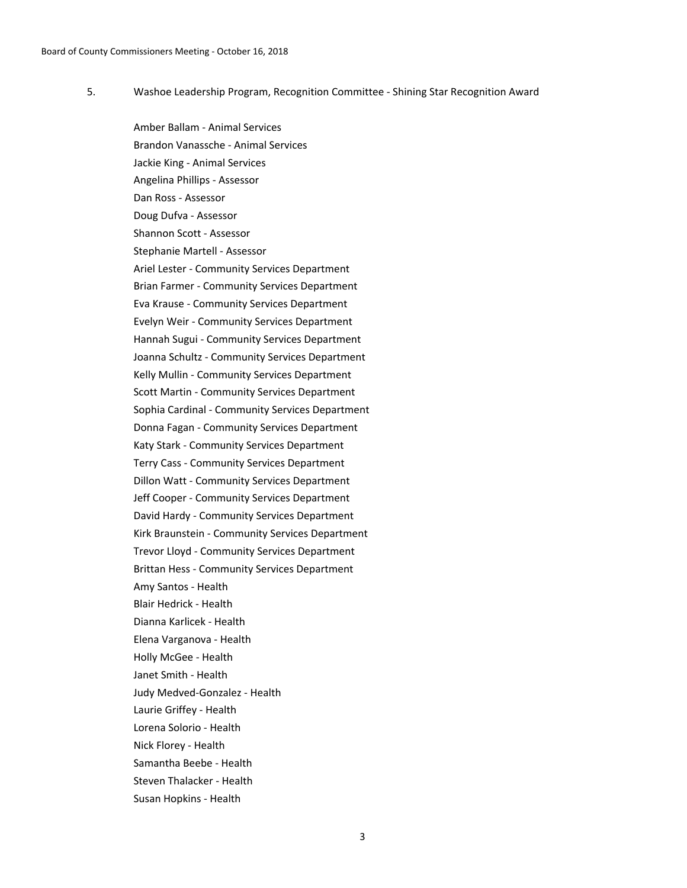5. Washoe Leadership Program, Recognition Committee - Shining Star Recognition Award

Amber Ballam - Animal Services
Brandon Vanassche - Animal Services
Jackie King - Animal Services
Angelina Phillips - Assessor
Dan Ross - Assessor
Doug Dufva - Assessor
Shannon Scott - Assessor
Stephanie Martell - Assessor
Ariel Lester - Community Services Department
Brian Farmer - Community Services Department
Eva Krause - Community Services Department
Evelyn Weir - Community Services Department
Hannah Sugui - Community Services Department
Joanna Schultz - Community Services Department
Kelly Mullin - Community Services Department
Scott Martin - Community Services Department
Sophia Cardinal - Community Services Department
Donna Fagan - Community Services Department
Katy Stark - Community Services Department
Terry Cass - Community Services Department
Dillon Watt - Community Services Department
Jeff Cooper - Community Services Department
David Hardy - Community Services Department
Kirk Braunstein - Community Services Department
Trevor Lloyd - Community Services Department
Brittan Hess - Community Services Department
Amy Santos - Health
Blair Hedrick - Health
Dianna Karlicek - Health
Elena Varganova - Health
Holly McGee - Health
Janet Smith - Health
Judy Medved-Gonzalez - Health
Laurie Griffey - Health
Lorena Solorio - Health
Nick Florey - Health
Samantha Beebe - Health
Steven Thalacker - Health
Susan Hopkins - Health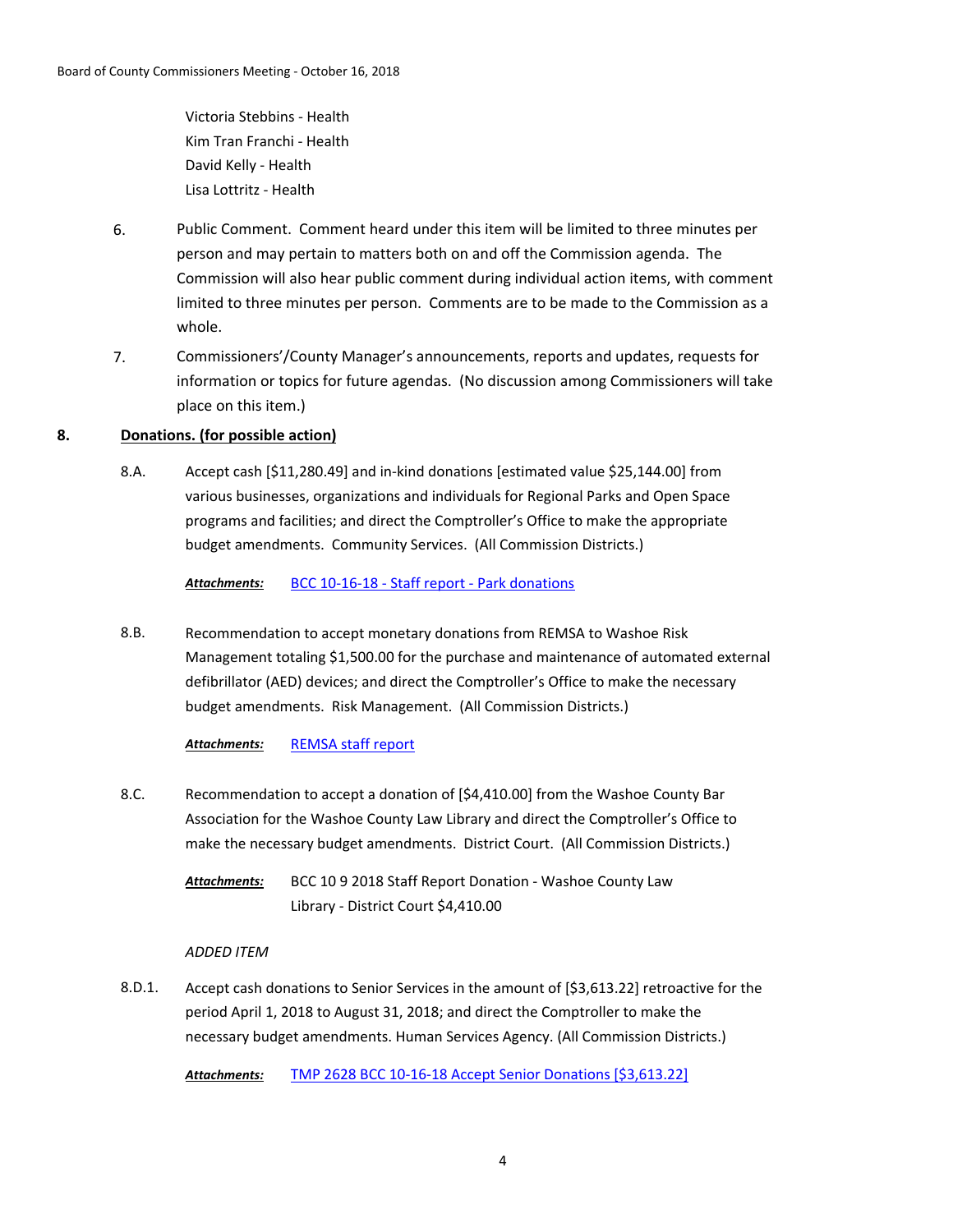Victoria Stebbins - Health
Kim Tran Franchi - Health
David Kelly - Health
Lisa Lottritz - Health

6. Public Comment. Comment heard under this item will be limited to three minutes per person and may pertain to matters both on and off the Commission agenda. The Commission will also hear public comment during individual action items, with comment limited to three minutes per person. Comments are to be made to the Commission as a whole.

7. Commissioners'/County Manager's announcements, reports and updates, requests for information or topics for future agendas. (No discussion among Commissioners will take place on this item.)

**8. <u>Donations. (for possible action)</u>**

8.A. Accept cash [$11,280.49] and in-kind donations [estimated value $25,144.00] from various businesses, organizations and individuals for Regional Parks and Open Space programs and facilities; and direct the Comptroller's Office to make the appropriate budget amendments. Community Services. (All Commission Districts.)

***Attachments:*** BCC 10-16-18 - Staff report - Park donations

8.B. Recommendation to accept monetary donations from REMSA to Washoe Risk Management totaling $1,500.00 for the purchase and maintenance of automated external defibrillator (AED) devices; and direct the Comptroller's Office to make the necessary budget amendments. Risk Management. (All Commission Districts.)

***Attachments:*** REMSA staff report

8.C. Recommendation to accept a donation of [$4,410.00] from the Washoe County Bar Association for the Washoe County Law Library and direct the Comptroller's Office to make the necessary budget amendments. District Court. (All Commission Districts.)

***Attachments:*** BCC 10 9 2018 Staff Report Donation - Washoe County Law Library - District Court $4,410.00

*ADDED ITEM*

8.D.1. Accept cash donations to Senior Services in the amount of [$3,613.22] retroactive for the period April 1, 2018 to August 31, 2018; and direct the Comptroller to make the necessary budget amendments. Human Services Agency. (All Commission Districts.)

***Attachments:*** TMP 2628 BCC 10-16-18 Accept Senior Donations [$3,613.22]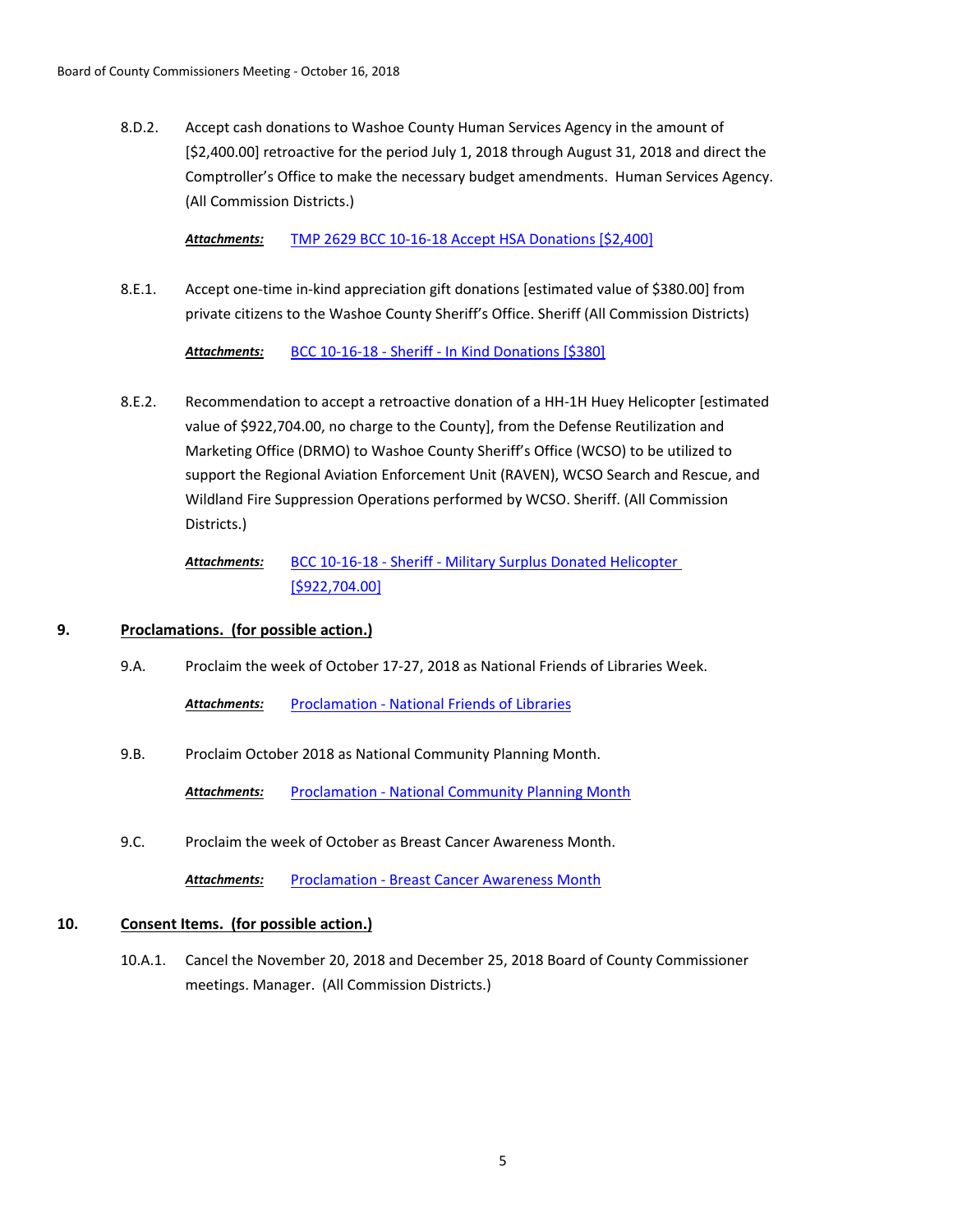8.D.2. Accept cash donations to Washoe County Human Services Agency in the amount of [$2,400.00] retroactive for the period July 1, 2018 through August 31, 2018 and direct the Comptroller's Office to make the necessary budget amendments. Human Services Agency. (All Commission Districts.)

***Attachments:*** TMP 2629 BCC 10-16-18 Accept HSA Donations [$2,400]

8.E.1. Accept one-time in-kind appreciation gift donations [estimated value of $380.00] from private citizens to the Washoe County Sheriff's Office. Sheriff (All Commission Districts)

***Attachments:*** BCC 10-16-18 - Sheriff - In Kind Donations [$380]

8.E.2. Recommendation to accept a retroactive donation of a HH-1H Huey Helicopter [estimated value of $922,704.00, no charge to the County], from the Defense Reutilization and Marketing Office (DRMO) to Washoe County Sheriff's Office (WCSO) to be utilized to support the Regional Aviation Enforcement Unit (RAVEN), WCSO Search and Rescue, and Wildland Fire Suppression Operations performed by WCSO. Sheriff. (All Commission Districts.)

***Attachments:*** BCC 10-16-18 - Sheriff - Military Surplus Donated Helicopter [$922,704.00]

## 9. Proclamations. (for possible action.)

9.A. Proclaim the week of October 17-27, 2018 as National Friends of Libraries Week.

***Attachments:*** Proclamation - National Friends of Libraries

9.B. Proclaim October 2018 as National Community Planning Month.

***Attachments:*** Proclamation - National Community Planning Month

9.C. Proclaim the week of October as Breast Cancer Awareness Month.

***Attachments:*** Proclamation - Breast Cancer Awareness Month

## 10. Consent Items. (for possible action.)

10.A.1. Cancel the November 20, 2018 and December 25, 2018 Board of County Commissioner meetings. Manager. (All Commission Districts.)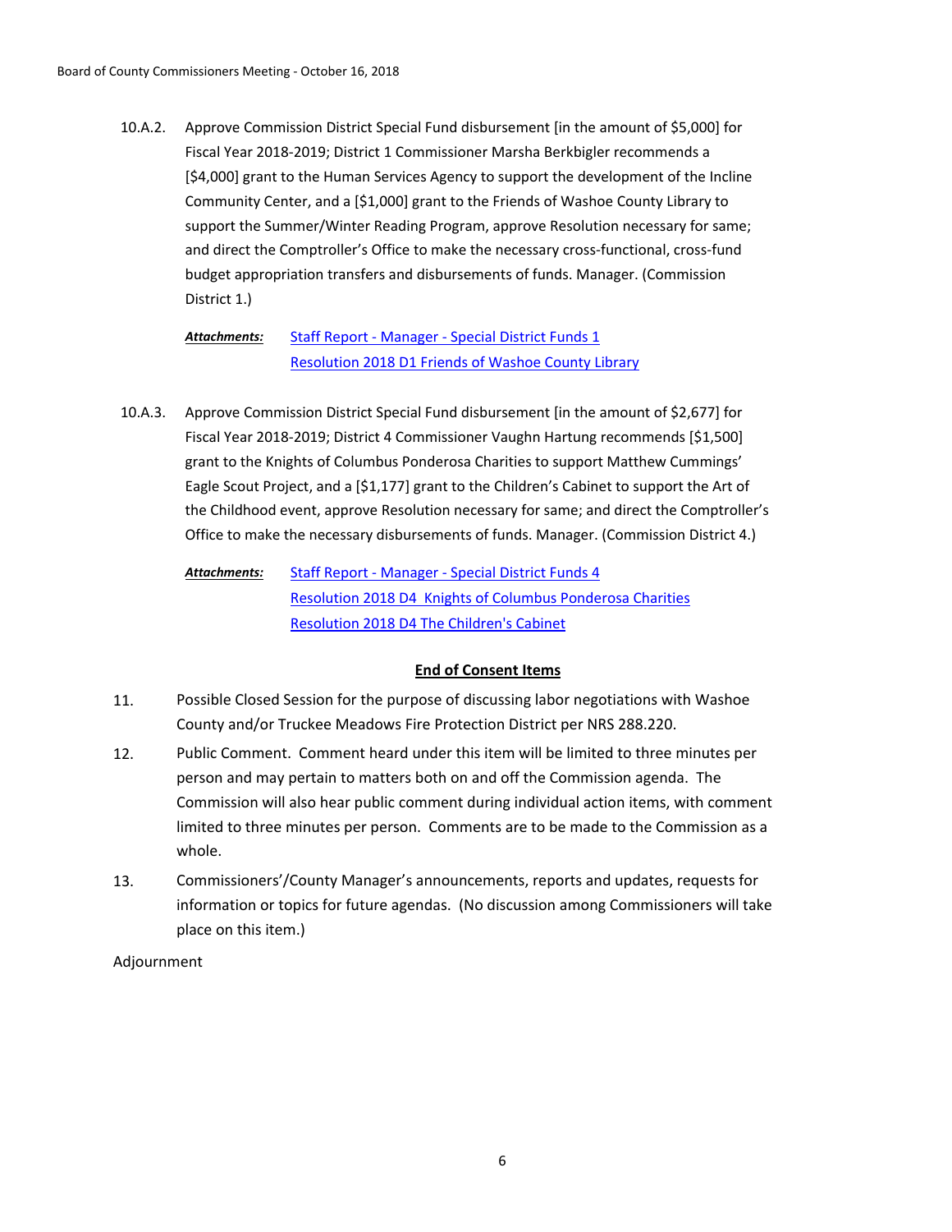10.A.2. Approve Commission District Special Fund disbursement [in the amount of $5,000] for Fiscal Year 2018-2019; District 1 Commissioner Marsha Berkbigler recommends a [$4,000] grant to the Human Services Agency to support the development of the Incline Community Center, and a [$1,000] grant to the Friends of Washoe County Library to support the Summer/Winter Reading Program, approve Resolution necessary for same; and direct the Comptroller's Office to make the necessary cross-functional, cross-fund budget appropriation transfers and disbursements of funds. Manager. (Commission District 1.)

***Attachments:*** Staff Report - Manager - Special District Funds 1
Resolution 2018 D1 Friends of Washoe County Library

10.A.3. Approve Commission District Special Fund disbursement [in the amount of $2,677] for Fiscal Year 2018-2019; District 4 Commissioner Vaughn Hartung recommends [$1,500] grant to the Knights of Columbus Ponderosa Charities to support Matthew Cummings' Eagle Scout Project, and a [$1,177] grant to the Children's Cabinet to support the Art of the Childhood event, approve Resolution necessary for same; and direct the Comptroller's Office to make the necessary disbursements of funds. Manager. (Commission District 4.)

***Attachments:*** Staff Report - Manager - Special District Funds 4
Resolution 2018 D4 Knights of Columbus Ponderosa Charities
Resolution 2018 D4 The Children's Cabinet

**End of Consent Items**

11. Possible Closed Session for the purpose of discussing labor negotiations with Washoe County and/or Truckee Meadows Fire Protection District per NRS 288.220.

12. Public Comment. Comment heard under this item will be limited to three minutes per person and may pertain to matters both on and off the Commission agenda. The Commission will also hear public comment during individual action items, with comment limited to three minutes per person. Comments are to be made to the Commission as a whole.

13. Commissioners'/County Manager's announcements, reports and updates, requests for information or topics for future agendas. (No discussion among Commissioners will take place on this item.)

Adjournment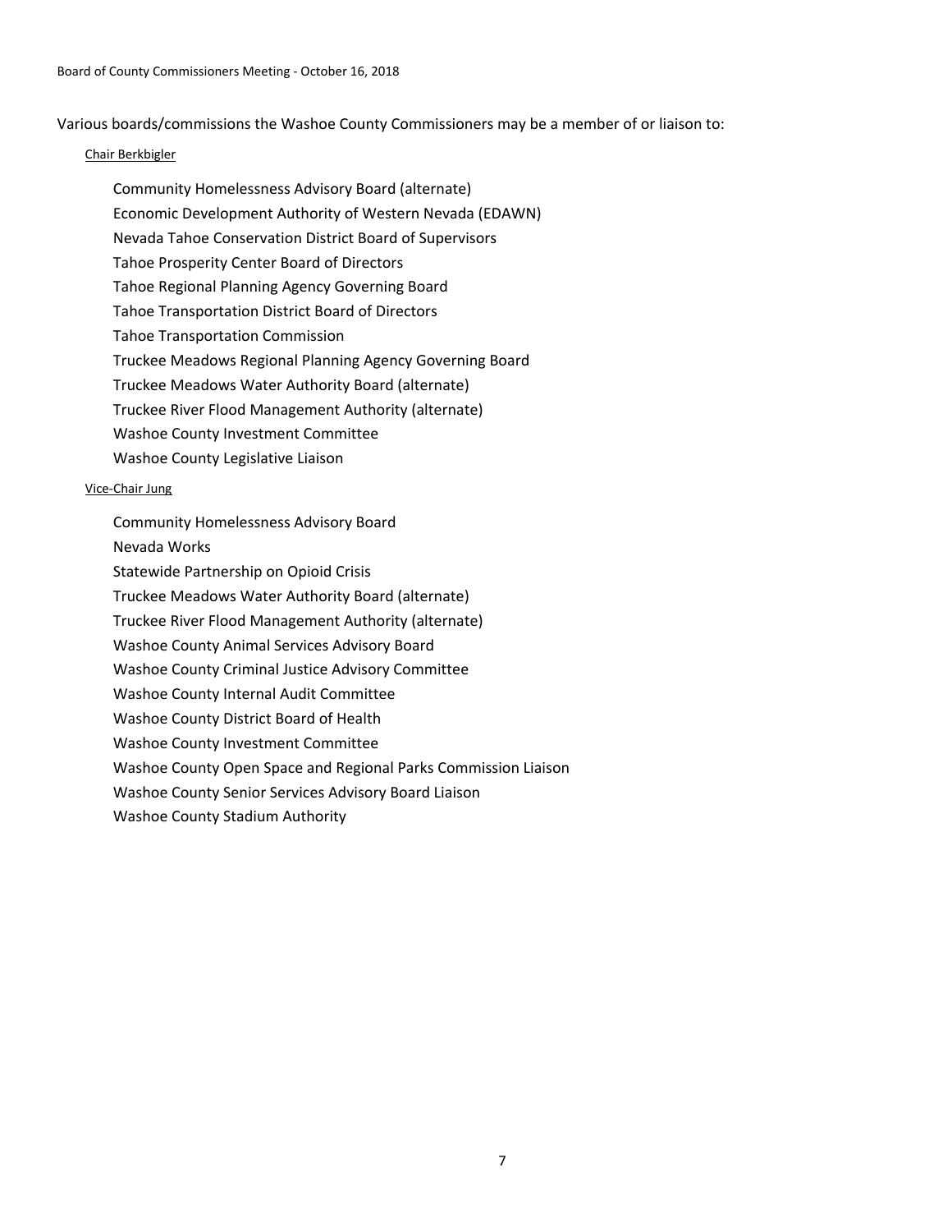Various boards/commissions the Washoe County Commissioners may be a member of or liaison to:

Chair Berkbigler

- Community Homelessness Advisory Board (alternate)
- Economic Development Authority of Western Nevada (EDAWN)
- Nevada Tahoe Conservation District Board of Supervisors
- Tahoe Prosperity Center Board of Directors
- Tahoe Regional Planning Agency Governing Board
- Tahoe Transportation District Board of Directors
- Tahoe Transportation Commission
- Truckee Meadows Regional Planning Agency Governing Board
- Truckee Meadows Water Authority Board (alternate)
- Truckee River Flood Management Authority (alternate)
- Washoe County Investment Committee
- Washoe County Legislative Liaison

Vice-Chair Jung

- Community Homelessness Advisory Board
- Nevada Works
- Statewide Partnership on Opioid Crisis
- Truckee Meadows Water Authority Board (alternate)
- Truckee River Flood Management Authority (alternate)
- Washoe County Animal Services Advisory Board
- Washoe County Criminal Justice Advisory Committee
- Washoe County Internal Audit Committee
- Washoe County District Board of Health
- Washoe County Investment Committee
- Washoe County Open Space and Regional Parks Commission Liaison
- Washoe County Senior Services Advisory Board Liaison
- Washoe County Stadium Authority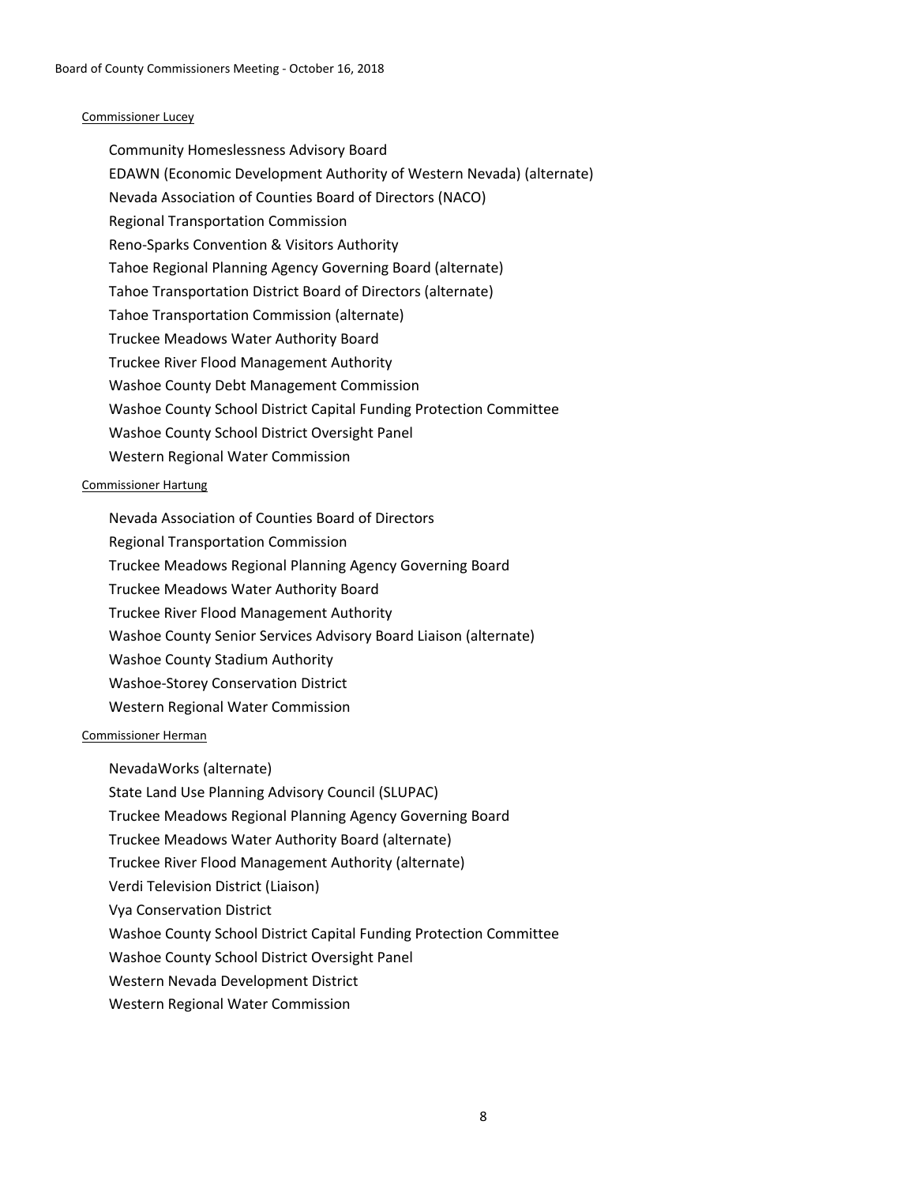Commissioner Lucey

- Community Homelessness Advisory Board
- EDAWN (Economic Development Authority of Western Nevada) (alternate)
- Nevada Association of Counties Board of Directors (NACO)
- Regional Transportation Commission
- Reno-Sparks Convention & Visitors Authority
- Tahoe Regional Planning Agency Governing Board (alternate)
- Tahoe Transportation District Board of Directors (alternate)
- Tahoe Transportation Commission (alternate)
- Truckee Meadows Water Authority Board
- Truckee River Flood Management Authority
- Washoe County Debt Management Commission
- Washoe County School District Capital Funding Protection Committee
- Washoe County School District Oversight Panel
- Western Regional Water Commission

Commissioner Hartung

- Nevada Association of Counties Board of Directors
- Regional Transportation Commission
- Truckee Meadows Regional Planning Agency Governing Board
- Truckee Meadows Water Authority Board
- Truckee River Flood Management Authority
- Washoe County Senior Services Advisory Board Liaison (alternate)
- Washoe County Stadium Authority
- Washoe-Storey Conservation District
- Western Regional Water Commission

Commissioner Herman

- NevadaWorks (alternate)
- State Land Use Planning Advisory Council (SLUPAC)
- Truckee Meadows Regional Planning Agency Governing Board
- Truckee Meadows Water Authority Board (alternate)
- Truckee River Flood Management Authority (alternate)
- Verdi Television District (Liaison)
- Vya Conservation District
- Washoe County School District Capital Funding Protection Committee
- Washoe County School District Oversight Panel
- Western Nevada Development District
- Western Regional Water Commission